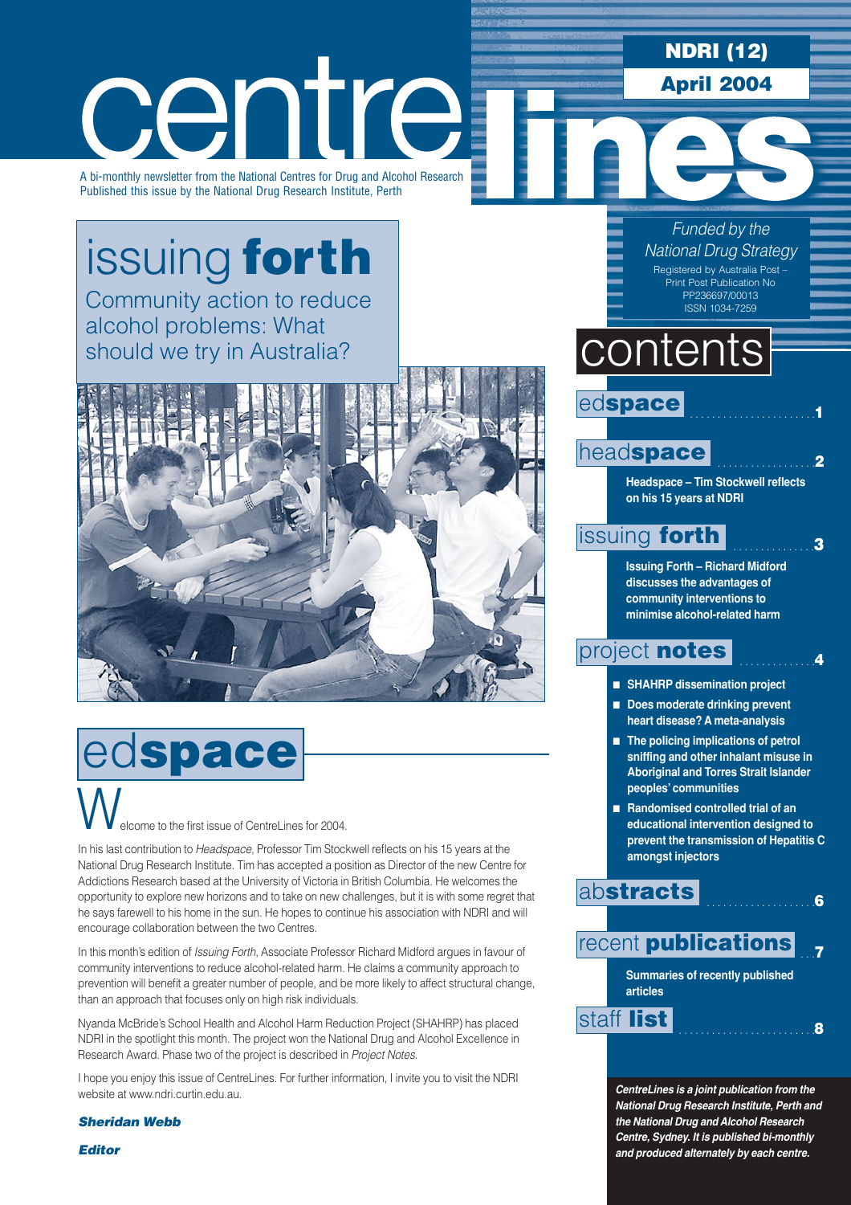# centre lines

**NDRI (12)**

**April 2004**

A bi-monthly newsletter from the National Centres for Drug and Alcohol Research
Published this issue by the National Drug Research Institute, Perth

*Funded by the National Drug Strategy*

Registered by Australia Post – Print Post Publication No PP236697/00013
ISSN 1034-7259

## issuing **forth**

Community action to reduce alcohol problems: What should we try in Australia?

## contents

**edspace** ........................ 1

**headspace** .................. 2

**Headspace – Tim Stockwell reflects on his 15 years at NDRI**

**issuing forth** .............. 3

**Issuing Forth – Richard Midford discusses the advantages of community interventions to minimise alcohol-related harm**

**project notes** .............. 4

- **SHAHRP dissemination project**
- **Does moderate drinking prevent heart disease? A meta-analysis**
- **The policing implications of petrol sniffing and other inhalant misuse in Aboriginal and Torres Strait Islander peoples' communities**
- **Randomised controlled trial of an educational intervention designed to prevent the transmission of Hepatitis C amongst injectors**

**abstracts** ................... 6

**recent publications** ... 7

**Summaries of recently published articles**

**staff list** ..................... 8

***CentreLines is a joint publication from the National Drug Research Institute, Perth and the National Drug and Alcohol Research Centre, Sydney. It is published bi-monthly and produced alternately by each centre.***

## ed**space**

Welcome to the first issue of CentreLines for 2004.

In his last contribution to *Headspace*, Professor Tim Stockwell reflects on his 15 years at the National Drug Research Institute. Tim has accepted a position as Director of the new Centre for Addictions Research based at the University of Victoria in British Columbia. He welcomes the opportunity to explore new horizons and to take on new challenges, but it is with some regret that he says farewell to his home in the sun. He hopes to continue his association with NDRI and will encourage collaboration between the two Centres.

In this month's edition of *Issuing Forth*, Associate Professor Richard Midford argues in favour of community interventions to reduce alcohol-related harm. He claims a community approach to prevention will benefit a greater number of people, and be more likely to affect structural change, than an approach that focuses only on high risk individuals.

Nyanda McBride's School Health and Alcohol Harm Reduction Project (SHAHRP) has placed NDRI in the spotlight this month. The project won the National Drug and Alcohol Excellence in Research Award. Phase two of the project is described in *Project Notes*.

I hope you enjoy this issue of CentreLines. For further information, I invite you to visit the NDRI website at www.ndri.curtin.edu.au.

***Sheridan Webb***

***Editor***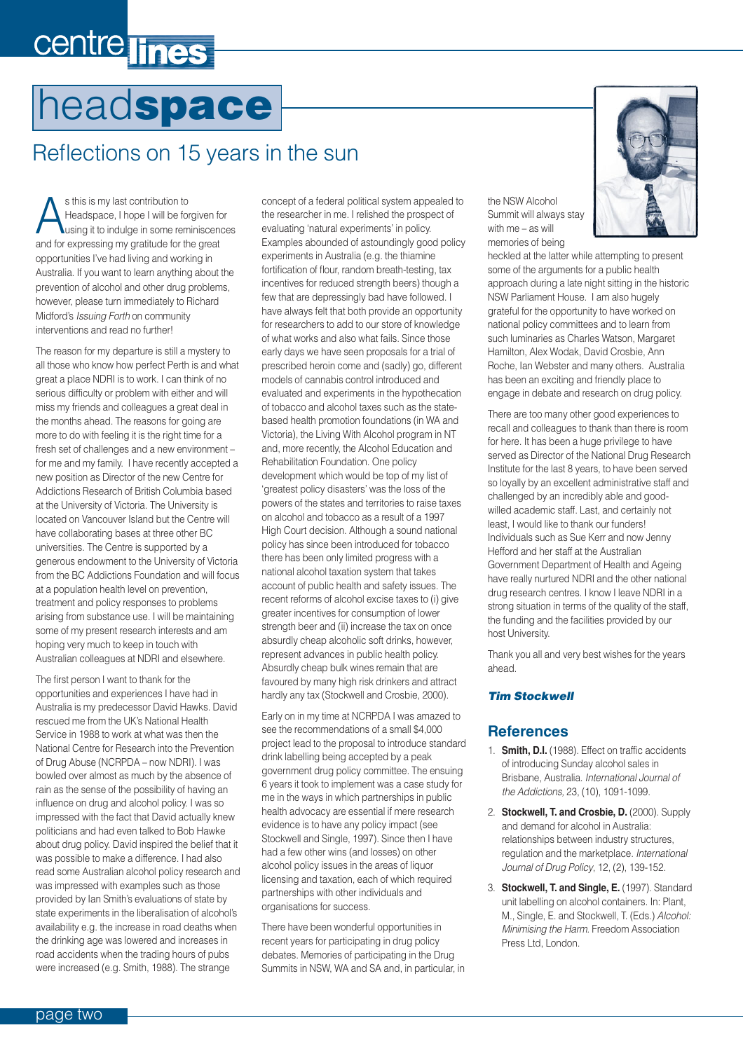# headspace

## Reflections on 15 years in the sun

As this is my last contribution to Headspace, I hope I will be forgiven for using it to indulge in some reminiscences and for expressing my gratitude for the great opportunities I've had living and working in Australia. If you want to learn anything about the prevention of alcohol and other drug problems, however, please turn immediately to Richard Midford's *Issuing Forth* on community interventions and read no further!

The reason for my departure is still a mystery to all those who know how perfect Perth is and what great a place NDRI is to work. I can think of no serious difficulty or problem with either and will miss my friends and colleagues a great deal in the months ahead. The reasons for going are more to do with feeling it is the right time for a fresh set of challenges and a new environment – for me and my family. I have recently accepted a new position as Director of the new Centre for Addictions Research of British Columbia based at the University of Victoria. The University is located on Vancouver Island but the Centre will have collaborating bases at three other BC universities. The Centre is supported by a generous endowment to the University of Victoria from the BC Addictions Foundation and will focus at a population health level on prevention, treatment and policy responses to problems arising from substance use. I will be maintaining some of my present research interests and am hoping very much to keep in touch with Australian colleagues at NDRI and elsewhere.

The first person I want to thank for the opportunities and experiences I have had in Australia is my predecessor David Hawks. David rescued me from the UK's National Health Service in 1988 to work at what was then the National Centre for Research into the Prevention of Drug Abuse (NCRPDA – now NDRI). I was bowled over almost as much by the absence of rain as the sense of the possibility of having an influence on drug and alcohol policy. I was so impressed with the fact that David actually knew politicians and had even talked to Bob Hawke about drug policy. David inspired the belief that it was possible to make a difference. I had also read some Australian alcohol policy research and was impressed with examples such as those provided by Ian Smith's evaluations of state by state experiments in the liberalisation of alcohol's availability e.g. the increase in road deaths when the drinking age was lowered and increases in road accidents when the trading hours of pubs were increased (e.g. Smith, 1988). The strange concept of a federal political system appealed to the researcher in me. I relished the prospect of evaluating 'natural experiments' in policy. Examples abounded of astoundingly good policy experiments in Australia (e.g. the thiamine fortification of flour, random breath-testing, tax incentives for reduced strength beers) though a few that are depressingly bad have followed. I have always felt that both provide an opportunity for researchers to add to our store of knowledge of what works and also what fails. Since those early days we have seen proposals for a trial of prescribed heroin come and (sadly) go, different models of cannabis control introduced and evaluated and experiments in the hypothecation of tobacco and alcohol taxes such as the state-based health promotion foundations (in WA and Victoria), the Living With Alcohol program in NT and, more recently, the Alcohol Education and Rehabilitation Foundation. One policy development which would be top of my list of 'greatest policy disasters' was the loss of the powers of the states and territories to raise taxes on alcohol and tobacco as a result of a 1997 High Court decision. Although a sound national policy has since been introduced for tobacco there has been only limited progress with a national alcohol taxation system that takes account of public health and safety issues. The recent reforms of alcohol excise taxes to (i) give greater incentives for consumption of lower strength beer and (ii) increase the tax on once absurdly cheap alcoholic soft drinks, however, represent advances in public health policy. Absurdly cheap bulk wines remain that are favoured by many high risk drinkers and attract hardly any tax (Stockwell and Crosbie, 2000).

Early on in my time at NCRPDA I was amazed to see the recommendations of a small $4,000 project lead to the proposal to introduce standard drink labelling being accepted by a peak government drug policy committee. The ensuing 6 years it took to implement was a case study for me in the ways in which partnerships in public health advocacy are essential if mere research evidence is to have any policy impact (see Stockwell and Single, 1997). Since then I have had a few other wins (and losses) on other alcohol policy issues in the areas of liquor licensing and taxation, each of which required partnerships with other individuals and organisations for success.

There have been wonderful opportunities in recent years for participating in drug policy debates. Memories of participating in the Drug Summits in NSW, WA and SA and, in particular, in the NSW Alcohol Summit will always stay with me – as will memories of being heckled at the latter while attempting to present some of the arguments for a public health approach during a late night sitting in the historic NSW Parliament House. I am also hugely grateful for the opportunity to have worked on national policy committees and to learn from such luminaries as Charles Watson, Margaret Hamilton, Alex Wodak, David Crosbie, Ann Roche, Ian Webster and many others. Australia has been an exciting and friendly place to engage in debate and research on drug policy.

There are too many other good experiences to recall and colleagues to thank than there is room for here. It has been a huge privilege to have served as Director of the National Drug Research Institute for the last 8 years, to have been served so loyally by an excellent administrative staff and challenged by an incredibly able and good-willed academic staff. Last, and certainly not least, I would like to thank our funders! Individuals such as Sue Kerr and now Jenny Hefford and her staff at the Australian Government Department of Health and Ageing have really nurtured NDRI and the other national drug research centres. I know I leave NDRI in a strong situation in terms of the quality of the staff, the funding and the facilities provided by our host University.

Thank you all and very best wishes for the years ahead.

***Tim Stockwell***

### References

1. **Smith, D.I.** (1988). Effect on traffic accidents of introducing Sunday alcohol sales in Brisbane, Australia. *International Journal of the Addictions*, 23, (10), 1091-1099.
2. **Stockwell, T. and Crosbie, D.** (2000). Supply and demand for alcohol in Australia: relationships between industry structures, regulation and the marketplace. *International Journal of Drug Policy*, 12, (2), 139-152.
3. **Stockwell, T. and Single, E.** (1997). Standard unit labelling on alcohol containers. In: Plant, M., Single, E. and Stockwell, T. (Eds.) *Alcohol: Minimising the Harm*. Freedom Association Press Ltd, London.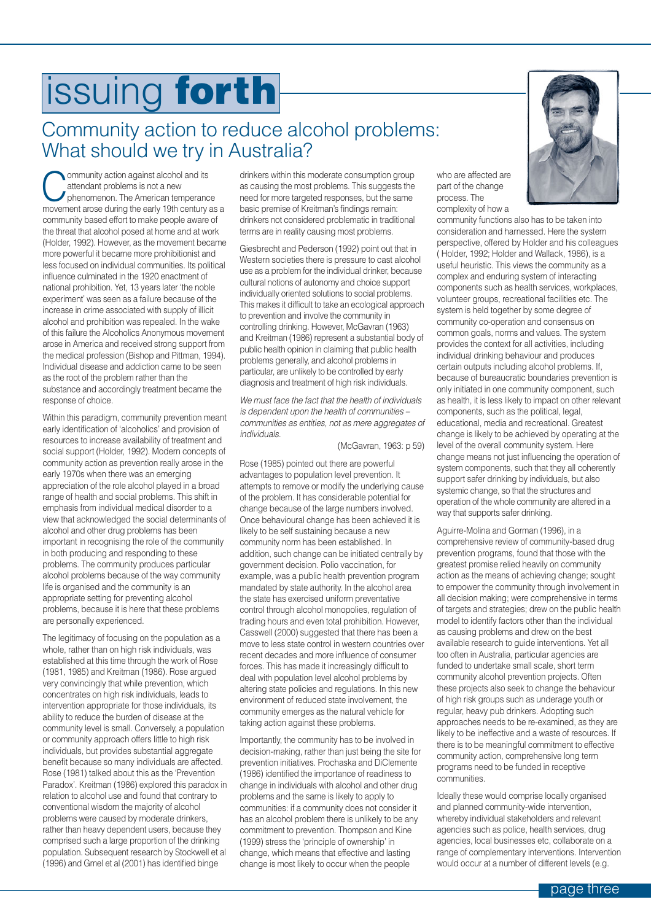# issuing **forth**

## Community action to reduce alcohol problems: What should we try in Australia?

Community action against alcohol and its attendant problems is not a new phenomenon. The American temperance movement arose during the early 19th century as a community based effort to make people aware of the threat that alcohol posed at home and at work (Holder, 1992). However, as the movement became more powerful it became more prohibitionist and less focused on individual communities. Its political influence culminated in the 1920 enactment of national prohibition. Yet, 13 years later 'the noble experiment' was seen as a failure because of the increase in crime associated with supply of illicit alcohol and prohibition was repealed. In the wake of this failure the Alcoholics Anonymous movement arose in America and received strong support from the medical profession (Bishop and Pittman, 1994). Individual disease and addiction came to be seen as the root of the problem rather than the substance and accordingly treatment became the response of choice.

Within this paradigm, community prevention meant early identification of 'alcoholics' and provision of resources to increase availability of treatment and social support (Holder, 1992). Modern concepts of community action as prevention really arose in the early 1970s when there was an emerging appreciation of the role alcohol played in a broad range of health and social problems. This shift in emphasis from individual medical disorder to a view that acknowledged the social determinants of alcohol and other drug problems has been important in recognising the role of the community in both producing and responding to these problems. The community produces particular alcohol problems because of the way community life is organised and the community is an appropriate setting for preventing alcohol problems, because it is here that these problems are personally experienced.

The legitimacy of focusing on the population as a whole, rather than on high risk individuals, was established at this time through the work of Rose (1981, 1985) and Kreitman (1986). Rose argued very convincingly that while prevention, which concentrates on high risk individuals, leads to intervention appropriate for those individuals, its ability to reduce the burden of disease at the community level is small. Conversely, a population or community approach offers little to high risk individuals, but provides substantial aggregate benefit because so many individuals are affected. Rose (1981) talked about this as the 'Prevention Paradox'. Kreitman (1986) explored this paradox in relation to alcohol use and found that contrary to conventional wisdom the majority of alcohol problems were caused by moderate drinkers, rather than heavy dependent users, because they comprised such a large proportion of the drinking population. Subsequent research by Stockwell et al (1996) and Gmel et al (2001) has identified binge drinkers within this moderate consumption group as causing the most problems. This suggests the need for more targeted responses, but the same basic premise of Kreitman's findings remain: drinkers not considered problematic in traditional terms are in reality causing most problems.

Giesbrecht and Pederson (1992) point out that in Western societies there is pressure to cast alcohol use as a problem for the individual drinker, because cultural notions of autonomy and choice support individually oriented solutions to social problems. This makes it difficult to take an ecological approach to prevention and involve the community in controlling drinking. However, McGavran (1963) and Kreitman (1986) represent a substantial body of public health opinion in claiming that public health problems generally, and alcohol problems in particular, are unlikely to be controlled by early diagnosis and treatment of high risk individuals.

> *We must face the fact that the health of individuals is dependent upon the health of communities – communities as entities, not as mere aggregates of individuals.*
>
> (McGavran, 1963: p 59)

Rose (1985) pointed out there are powerful advantages to population level prevention. It attempts to remove or modify the underlying cause of the problem. It has considerable potential for change because of the large numbers involved. Once behavioural change has been achieved it is likely to be self sustaining because a new community norm has been established. In addition, such change can be initiated centrally by government decision. Polio vaccination, for example, was a public health prevention program mandated by state authority. In the alcohol area the state has exercised uniform preventative control through alcohol monopolies, regulation of trading hours and even total prohibition. However, Casswell (2000) suggested that there has been a move to less state control in western countries over recent decades and more influence of consumer forces. This has made it increasingly difficult to deal with population level alcohol problems by altering state policies and regulations. In this new environment of reduced state involvement, the community emerges as the natural vehicle for taking action against these problems.

Importantly, the community has to be involved in decision-making, rather than just being the site for prevention initiatives. Prochaska and DiClemente (1986) identified the importance of readiness to change in individuals with alcohol and other drug problems and the same is likely to apply to communities: if a community does not consider it has an alcohol problem there is unlikely to be any commitment to prevention. Thompson and Kine (1999) stress the 'principle of ownership' in change, which means that effective and lasting change is most likely to occur when the people who are affected are part of the change process. The complexity of how a community functions also has to be taken into consideration and harnessed. Here the system perspective, offered by Holder and his colleagues ( Holder, 1992; Holder and Wallack, 1986), is a useful heuristic. This views the community as a complex and enduring system of interacting components such as health services, workplaces, volunteer groups, recreational facilities etc. The system is held together by some degree of community co-operation and consensus on common goals, norms and values. The system provides the context for all activities, including individual drinking behaviour and produces certain outputs including alcohol problems. If, because of bureaucratic boundaries prevention is only initiated in one community component, such as health, it is less likely to impact on other relevant components, such as the political, legal, educational, media and recreational. Greatest change is likely to be achieved by operating at the level of the overall community system. Here change means not just influencing the operation of system components, such that they all coherently support safer drinking by individuals, but also systemic change, so that the structures and operation of the whole community are altered in a way that supports safer drinking.

Aguirre-Molina and Gorman (1996), in a comprehensive review of community-based drug prevention programs, found that those with the greatest promise relied heavily on community action as the means of achieving change; sought to empower the community through involvement in all decision making; were comprehensive in terms of targets and strategies; drew on the public health model to identify factors other than the individual as causing problems and drew on the best available research to guide interventions. Yet all too often in Australia, particular agencies are funded to undertake small scale, short term community alcohol prevention projects. Often these projects also seek to change the behaviour of high risk groups such as underage youth or regular, heavy pub drinkers. Adopting such approaches needs to be re-examined, as they are likely to be ineffective and a waste of resources. If there is to be meaningful commitment to effective community action, comprehensive long term programs need to be funded in receptive communities.

Ideally these would comprise locally organised and planned community-wide intervention, whereby individual stakeholders and relevant agencies such as police, health services, drug agencies, local businesses etc, collaborate on a range of complementary interventions. Intervention would occur at a number of different levels (e.g.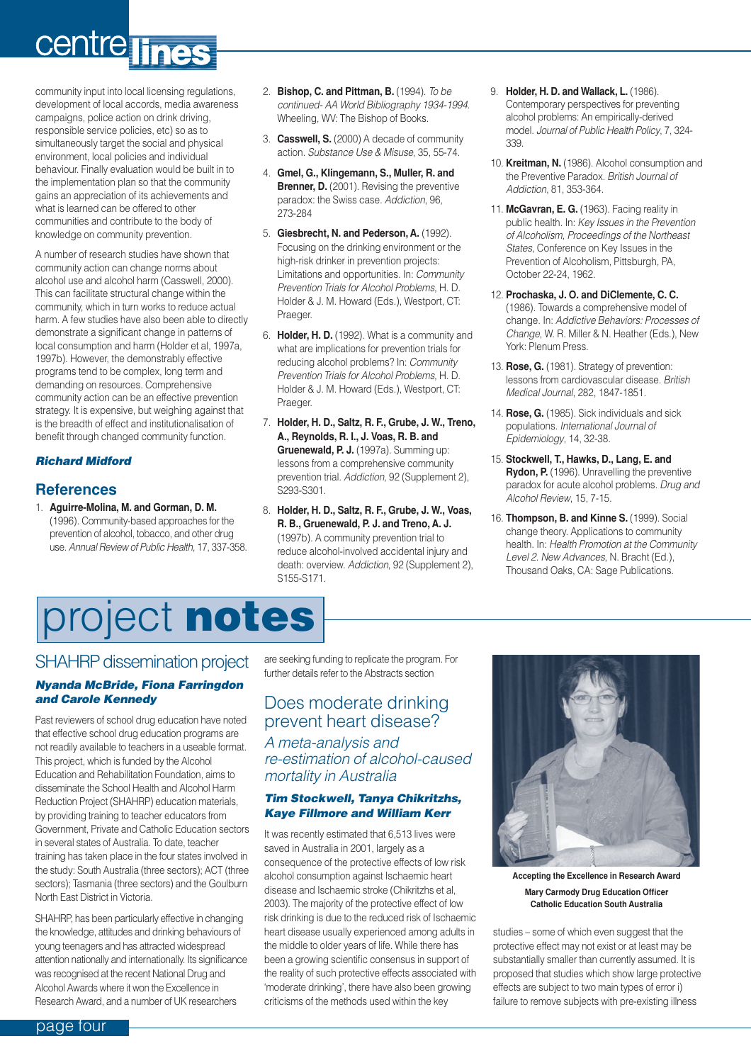community input into local licensing regulations, development of local accords, media awareness campaigns, police action on drink driving, responsible service policies, etc) so as to simultaneously target the social and physical environment, local policies and individual behaviour. Finally evaluation would be built in to the implementation plan so that the community gains an appreciation of its achievements and what is learned can be offered to other communities and contribute to the body of knowledge on community prevention.

A number of research studies have shown that community action can change norms about alcohol use and alcohol harm (Casswell, 2000). This can facilitate structural change within the community, which in turn works to reduce actual harm. A few studies have also been able to directly demonstrate a significant change in patterns of local consumption and harm (Holder et al, 1997a, 1997b). However, the demonstrably effective programs tend to be complex, long term and demanding on resources. Comprehensive community action can be an effective prevention strategy. It is expensive, but weighing against that is the breadth of effect and institutionalisation of benefit through changed community function.

***Richard Midford***

## References

1. **Aguirre-Molina, M. and Gorman, D. M.** (1996). Community-based approaches for the prevention of alcohol, tobacco, and other drug use. *Annual Review of Public Health*, 17, 337-358.
2. **Bishop, C. and Pittman, B.** (1994). *To be continued- AA World Bibliography 1934-1994*. Wheeling, WV: The Bishop of Books.
3. **Casswell, S.** (2000) A decade of community action. *Substance Use & Misuse*, 35, 55-74.
4. **Gmel, G., Klingemann, S., Muller, R. and Brenner, D.** (2001). Revising the preventive paradox: the Swiss case. *Addiction*, 96, 273-284
5. **Giesbrecht, N. and Pederson, A.** (1992). Focusing on the drinking environment or the high-risk drinker in prevention projects: Limitations and opportunities. In: *Community Prevention Trials for Alcohol Problems*, H. D. Holder & J. M. Howard (Eds.), Westport, CT: Praeger.
6. **Holder, H. D.** (1992). What is a community and what are implications for prevention trials for reducing alcohol problems? In: *Community Prevention Trials for Alcohol Problems*, H. D. Holder & J. M. Howard (Eds.), Westport, CT: Praeger.
7. **Holder, H. D., Saltz, R. F., Grube, J. W., Treno, A., Reynolds, R. I., J. Voas, R. B. and Gruenewald, P. J.** (1997a). Summing up: lessons from a comprehensive community prevention trial. *Addiction*, 92 (Supplement 2), S293-S301.
8. **Holder, H. D., Saltz, R. F., Grube, J. W., Voas, R. B., Gruenewald, P. J. and Treno, A. J.** (1997b). A community prevention trial to reduce alcohol-involved accidental injury and death: overview. *Addiction*, 92 (Supplement 2), S155-S171.
9. **Holder, H. D. and Wallack, L.** (1986). Contemporary perspectives for preventing alcohol problems: An empirically-derived model. *Journal of Public Health Policy*, 7, 324-339.
10. **Kreitman, N.** (1986). Alcohol consumption and the Preventive Paradox. *British Journal of Addiction*, 81, 353-364.
11. **McGavran, E. G.** (1963). Facing reality in public health. In: *Key Issues in the Prevention of Alcoholism, Proceedings of the Northeast States*, Conference on Key Issues in the Prevention of Alcoholism, Pittsburgh, PA, October 22-24, 1962.
12. **Prochaska, J. O. and DiClemente, C. C.** (1986). Towards a comprehensive model of change. In: *Addictive Behaviors: Processes of Change*, W. R. Miller & N. Heather (Eds.), New York: Plenum Press.
13. **Rose, G.** (1981). Strategy of prevention: lessons from cardiovascular disease. *British Medical Journal*, 282, 1847-1851.
14. **Rose, G.** (1985). Sick individuals and sick populations. *International Journal of Epidemiology*, 14, 32-38.
15. **Stockwell, T., Hawks, D., Lang, E. and Rydon, P.** (1996). Unravelling the preventive paradox for acute alcohol problems. *Drug and Alcohol Review*, 15, 7-15.
16. **Thompson, B. and Kinne S.** (1999). Social change theory. Applications to community health. In: *Health Promotion at the Community Level 2. New Advances*, N. Bracht (Ed.), Thousand Oaks, CA: Sage Publications.

# project **notes**

## SHAHRP dissemination project

***Nyanda McBride, Fiona Farringdon and Carole Kennedy***

Past reviewers of school drug education have noted that effective school drug education programs are not readily available to teachers in a useable format. This project, which is funded by the Alcohol Education and Rehabilitation Foundation, aims to disseminate the School Health and Alcohol Harm Reduction Project (SHAHRP) education materials, by providing training to teacher educators from Government, Private and Catholic Education sectors in several states of Australia. To date, teacher training has taken place in the four states involved in the study: South Australia (three sectors); ACT (three sectors); Tasmania (three sectors) and the Goulburn North East District in Victoria.

SHAHRP, has been particularly effective in changing the knowledge, attitudes and drinking behaviours of young teenagers and has attracted widespread attention nationally and internationally. Its significance was recognised at the recent National Drug and Alcohol Awards where it won the Excellence in Research Award, and a number of UK researchers are seeking funding to replicate the program. For further details refer to the Abstracts section

**Accepting the Excellence in Research Award**

**Mary Carmody Drug Education Officer Catholic Education South Australia**

## Does moderate drinking prevent heart disease?

### *A meta-analysis and re-estimation of alcohol-caused mortality in Australia*

***Tim Stockwell, Tanya Chikritzhs, Kaye Fillmore and William Kerr***

It was recently estimated that 6,513 lives were saved in Australia in 2001, largely as a consequence of the protective effects of low risk alcohol consumption against Ischaemic heart disease and Ischaemic stroke (Chikritzhs et al, 2003). The majority of the protective effect of low risk drinking is due to the reduced risk of Ischaemic heart disease usually experienced among adults in the middle to older years of life. While there has been a growing scientific consensus in support of the reality of such protective effects associated with 'moderate drinking', there have also been growing criticisms of the methods used within the key studies – some of which even suggest that the protective effect may not exist or at least may be substantially smaller than currently assumed. It is proposed that studies which show large protective effects are subject to two main types of error i) failure to remove subjects with pre-existing illness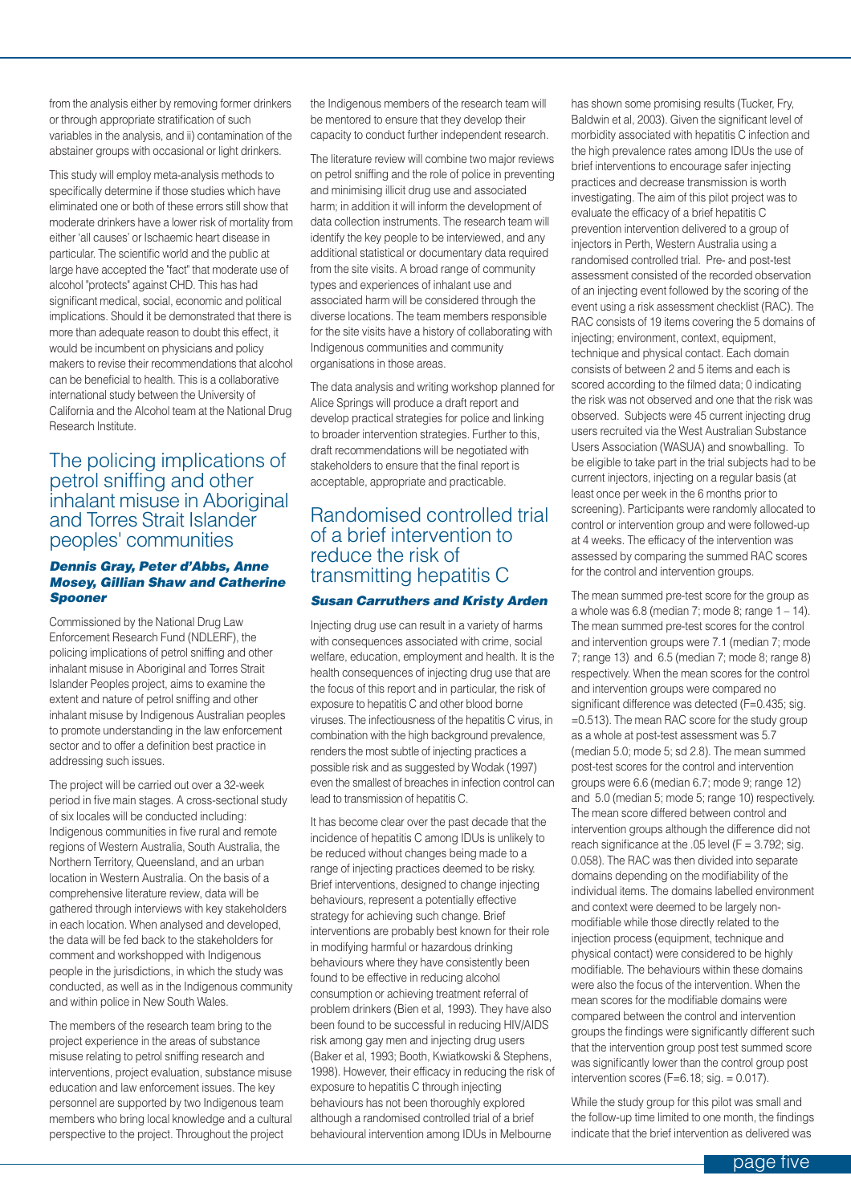from the analysis either by removing former drinkers or through appropriate stratification of such variables in the analysis, and ii) contamination of the abstainer groups with occasional or light drinkers.

This study will employ meta-analysis methods to specifically determine if those studies which have eliminated one or both of these errors still show that moderate drinkers have a lower risk of mortality from either 'all causes' or Ischaemic heart disease in particular. The scientific world and the public at large have accepted the "fact" that moderate use of alcohol "protects" against CHD. This has had significant medical, social, economic and political implications. Should it be demonstrated that there is more than adequate reason to doubt this effect, it would be incumbent on physicians and policy makers to revise their recommendations that alcohol can be beneficial to health. This is a collaborative international study between the University of California and the Alcohol team at the National Drug Research Institute.

## The policing implications of petrol sniffing and other inhalant misuse in Aboriginal and Torres Strait Islander peoples' communities

***Dennis Gray, Peter d'Abbs, Anne Mosey, Gillian Shaw and Catherine Spooner***

Commissioned by the National Drug Law Enforcement Research Fund (NDLERF), the policing implications of petrol sniffing and other inhalant misuse in Aboriginal and Torres Strait Islander Peoples project, aims to examine the extent and nature of petrol sniffing and other inhalant misuse by Indigenous Australian peoples to promote understanding in the law enforcement sector and to offer a definition best practice in addressing such issues.

The project will be carried out over a 32-week period in five main stages. A cross-sectional study of six locales will be conducted including: Indigenous communities in five rural and remote regions of Western Australia, South Australia, the Northern Territory, Queensland, and an urban location in Western Australia. On the basis of a comprehensive literature review, data will be gathered through interviews with key stakeholders in each location. When analysed and developed, the data will be fed back to the stakeholders for comment and workshopped with Indigenous people in the jurisdictions, in which the study was conducted, as well as in the Indigenous community and within police in New South Wales.

The members of the research team bring to the project experience in the areas of substance misuse relating to petrol sniffing research and interventions, project evaluation, substance misuse education and law enforcement issues. The key personnel are supported by two Indigenous team members who bring local knowledge and a cultural perspective to the project. Throughout the project the Indigenous members of the research team will be mentored to ensure that they develop their capacity to conduct further independent research.

The literature review will combine two major reviews on petrol sniffing and the role of police in preventing and minimising illicit drug use and associated harm; in addition it will inform the development of data collection instruments. The research team will identify the key people to be interviewed, and any additional statistical or documentary data required from the site visits. A broad range of community types and experiences of inhalant use and associated harm will be considered through the diverse locations. The team members responsible for the site visits have a history of collaborating with Indigenous communities and community organisations in those areas.

The data analysis and writing workshop planned for Alice Springs will produce a draft report and develop practical strategies for police and linking to broader intervention strategies. Further to this, draft recommendations will be negotiated with stakeholders to ensure that the final report is acceptable, appropriate and practicable.

## Randomised controlled trial of a brief intervention to reduce the risk of transmitting hepatitis C

***Susan Carruthers and Kristy Arden***

Injecting drug use can result in a variety of harms with consequences associated with crime, social welfare, education, employment and health. It is the health consequences of injecting drug use that are the focus of this report and in particular, the risk of exposure to hepatitis C and other blood borne viruses. The infectiousness of the hepatitis C virus, in combination with the high background prevalence, renders the most subtle of injecting practices a possible risk and as suggested by Wodak (1997) even the smallest of breaches in infection control can lead to transmission of hepatitis C.

It has become clear over the past decade that the incidence of hepatitis C among IDUs is unlikely to be reduced without changes being made to a range of injecting practices deemed to be risky. Brief interventions, designed to change injecting behaviours, represent a potentially effective strategy for achieving such change. Brief interventions are probably best known for their role in modifying harmful or hazardous drinking behaviours where they have consistently been found to be effective in reducing alcohol consumption or achieving treatment referral of problem drinkers (Bien et al, 1993). They have also been found to be successful in reducing HIV/AIDS risk among gay men and injecting drug users (Baker et al, 1993; Booth, Kwiatkowski & Stephens, 1998). However, their efficacy in reducing the risk of exposure to hepatitis C through injecting behaviours has not been thoroughly explored although a randomised controlled trial of a brief behavioural intervention among IDUs in Melbourne has shown some promising results (Tucker, Fry, Baldwin et al, 2003). Given the significant level of morbidity associated with hepatitis C infection and the high prevalence rates among IDUs the use of brief interventions to encourage safer injecting practices and decrease transmission is worth investigating. The aim of this pilot project was to evaluate the efficacy of a brief hepatitis C prevention intervention delivered to a group of injectors in Perth, Western Australia using a randomised controlled trial. Pre- and post-test assessment consisted of the recorded observation of an injecting event followed by the scoring of the event using a risk assessment checklist (RAC). The RAC consists of 19 items covering the 5 domains of injecting; environment, context, equipment, technique and physical contact. Each domain consists of between 2 and 5 items and each is scored according to the filmed data; 0 indicating the risk was not observed and one that the risk was observed. Subjects were 45 current injecting drug users recruited via the West Australian Substance Users Association (WASUA) and snowballing. To be eligible to take part in the trial subjects had to be current injectors, injecting on a regular basis (at least once per week in the 6 months prior to screening). Participants were randomly allocated to control or intervention group and were followed-up at 4 weeks. The efficacy of the intervention was assessed by comparing the summed RAC scores for the control and intervention groups.

The mean summed pre-test score for the group as a whole was 6.8 (median 7; mode 8; range 1 – 14). The mean summed pre-test scores for the control and intervention groups were 7.1 (median 7; mode 7; range 13) and 6.5 (median 7; mode 8; range 8) respectively. When the mean scores for the control and intervention groups were compared no significant difference was detected (F=0.435; sig. =0.513). The mean RAC score for the study group as a whole at post-test assessment was 5.7 (median 5.0; mode 5; sd 2.8). The mean summed post-test scores for the control and intervention groups were 6.6 (median 6.7; mode 9; range 12) and 5.0 (median 5; mode 5; range 10) respectively. The mean score differed between control and intervention groups although the difference did not reach significance at the .05 level (F = 3.792; sig. 0.058). The RAC was then divided into separate domains depending on the modifiability of the individual items. The domains labelled environment and context were deemed to be largely non-modifiable while those directly related to the injection process (equipment, technique and physical contact) were considered to be highly modifiable. The behaviours within these domains were also the focus of the intervention. When the mean scores for the modifiable domains were compared between the control and intervention groups the findings were significantly different such that the intervention group post test summed score was significantly lower than the control group post intervention scores (F=6.18; sig. = 0.017).

While the study group for this pilot was small and the follow-up time limited to one month, the findings indicate that the brief intervention as delivered was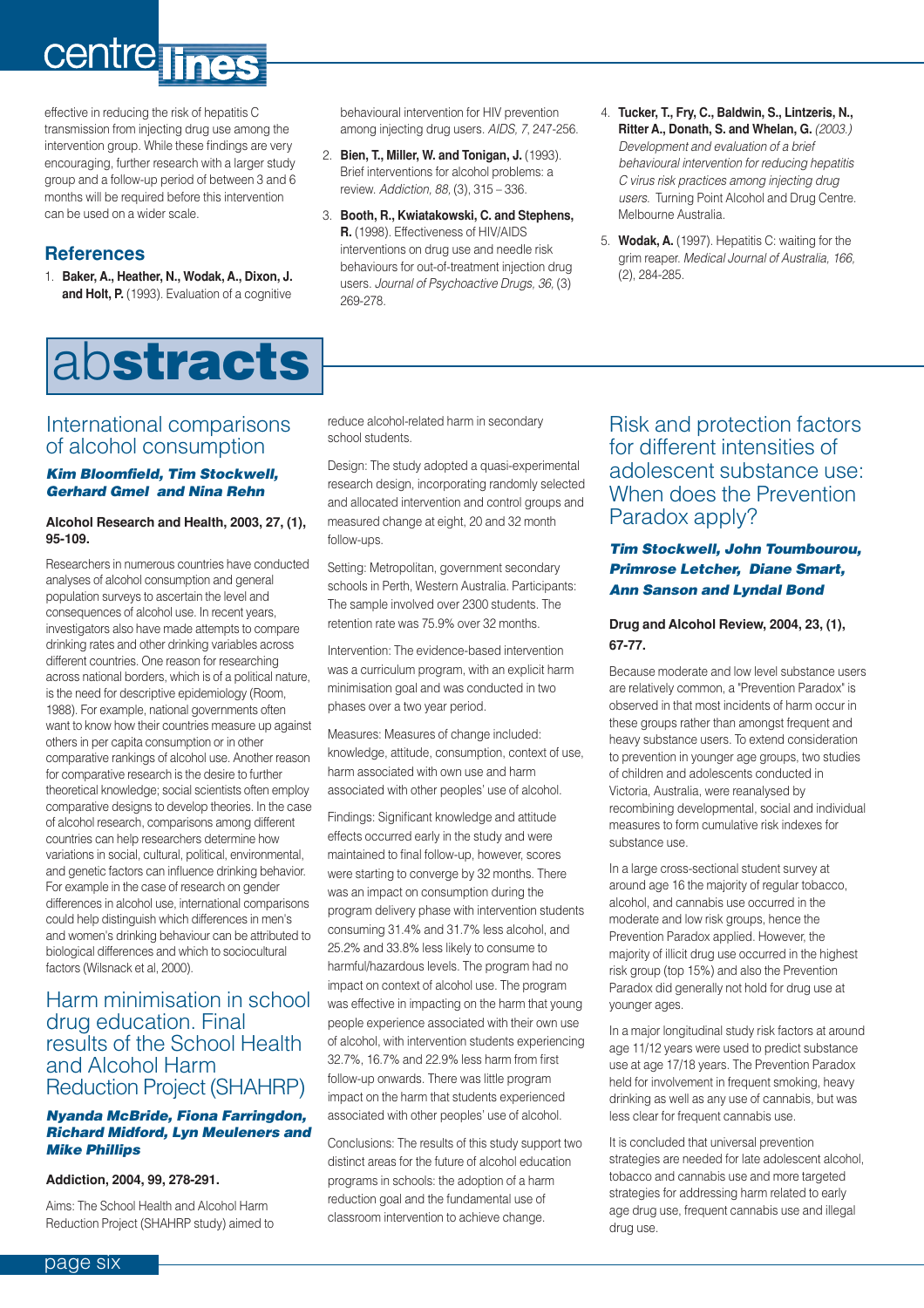effective in reducing the risk of hepatitis C transmission from injecting drug use among the intervention group. While these findings are very encouraging, further research with a larger study group and a follow-up period of between 3 and 6 months will be required before this intervention can be used on a wider scale.

## References

1. **Baker, A., Heather, N., Wodak, A., Dixon, J. and Holt, P.** (1993). Evaluation of a cognitive behavioural intervention for HIV prevention among injecting drug users. *AIDS, 7*, 247-256.
2. **Bien, T., Miller, W. and Tonigan, J.** (1993). Brief interventions for alcohol problems: a review. *Addiction, 88*, (3), 315 – 336.
3. **Booth, R., Kwiatakowski, C. and Stephens, R.** (1998). Effectiveness of HIV/AIDS interventions on drug use and needle risk behaviours for out-of-treatment injection drug users. *Journal of Psychoactive Drugs, 36*, (3) 269-278.
4. **Tucker, T., Fry, C., Baldwin, S., Lintzeris, N., Ritter A., Donath, S. and Whelan, G.** *(2003.) Development and evaluation of a brief behavioural intervention for reducing hepatitis C virus risk practices among injecting drug users.* Turning Point Alcohol and Drug Centre. Melbourne Australia.
5. **Wodak, A.** (1997). Hepatitis C: waiting for the grim reaper. *Medical Journal of Australia, 166*, (2), 284-285.

# abstracts

## International comparisons of alcohol consumption

***Kim Bloomfield, Tim Stockwell, Gerhard Gmel and Nina Rehn***

**Alcohol Research and Health, 2003, 27, (1), 95-109.**

Researchers in numerous countries have conducted analyses of alcohol consumption and general population surveys to ascertain the level and consequences of alcohol use. In recent years, investigators also have made attempts to compare drinking rates and other drinking variables across different countries. One reason for researching across national borders, which is of a political nature, is the need for descriptive epidemiology (Room, 1988). For example, national governments often want to know how their countries measure up against others in per capita consumption or in other comparative rankings of alcohol use. Another reason for comparative research is the desire to further theoretical knowledge; social scientists often employ comparative designs to develop theories. In the case of alcohol research, comparisons among different countries can help researchers determine how variations in social, cultural, political, environmental, and genetic factors can influence drinking behavior. For example in the case of research on gender differences in alcohol use, international comparisons could help distinguish which differences in men's and women's drinking behaviour can be attributed to biological differences and which to sociocultural factors (Wilsnack et al, 2000).

## Harm minimisation in school drug education. Final results of the School Health and Alcohol Harm Reduction Project (SHAHRP)

***Nyanda McBride, Fiona Farringdon, Richard Midford, Lyn Meuleners and Mike Phillips***

**Addiction, 2004, 99, 278-291.**

Aims: The School Health and Alcohol Harm Reduction Project (SHAHRP study) aimed to reduce alcohol-related harm in secondary school students.

Design: The study adopted a quasi-experimental research design, incorporating randomly selected and allocated intervention and control groups and measured change at eight, 20 and 32 month follow-ups.

Setting: Metropolitan, government secondary schools in Perth, Western Australia. Participants: The sample involved over 2300 students. The retention rate was 75.9% over 32 months.

Intervention: The evidence-based intervention was a curriculum program, with an explicit harm minimisation goal and was conducted in two phases over a two year period.

Measures: Measures of change included: knowledge, attitude, consumption, context of use, harm associated with own use and harm associated with other peoples' use of alcohol.

Findings: Significant knowledge and attitude effects occurred early in the study and were maintained to final follow-up, however, scores were starting to converge by 32 months. There was an impact on consumption during the program delivery phase with intervention students consuming 31.4% and 31.7% less alcohol, and 25.2% and 33.8% less likely to consume to harmful/hazardous levels. The program had no impact on context of alcohol use. The program was effective in impacting on the harm that young people experience associated with their own use of alcohol, with intervention students experiencing 32.7%, 16.7% and 22.9% less harm from first follow-up onwards. There was little program impact on the harm that students experienced associated with other peoples' use of alcohol.

Conclusions: The results of this study support two distinct areas for the future of alcohol education programs in schools: the adoption of a harm reduction goal and the fundamental use of classroom intervention to achieve change.

## Risk and protection factors for different intensities of adolescent substance use: When does the Prevention Paradox apply?

***Tim Stockwell, John Toumbourou, Primrose Letcher, Diane Smart, Ann Sanson and Lyndal Bond***

**Drug and Alcohol Review, 2004, 23, (1), 67-77.**

Because moderate and low level substance users are relatively common, a "Prevention Paradox" is observed in that most incidents of harm occur in these groups rather than amongst frequent and heavy substance users. To extend consideration to prevention in younger age groups, two studies of children and adolescents conducted in Victoria, Australia, were reanalysed by recombining developmental, social and individual measures to form cumulative risk indexes for substance use.

In a large cross-sectional student survey at around age 16 the majority of regular tobacco, alcohol, and cannabis use occurred in the moderate and low risk groups, hence the Prevention Paradox applied. However, the majority of illicit drug use occurred in the highest risk group (top 15%) and also the Prevention Paradox did generally not hold for drug use at younger ages.

In a major longitudinal study risk factors at around age 11/12 years were used to predict substance use at age 17/18 years. The Prevention Paradox held for involvement in frequent smoking, heavy drinking as well as any use of cannabis, but was less clear for frequent cannabis use.

It is concluded that universal prevention strategies are needed for late adolescent alcohol, tobacco and cannabis use and more targeted strategies for addressing harm related to early age drug use, frequent cannabis use and illegal drug use.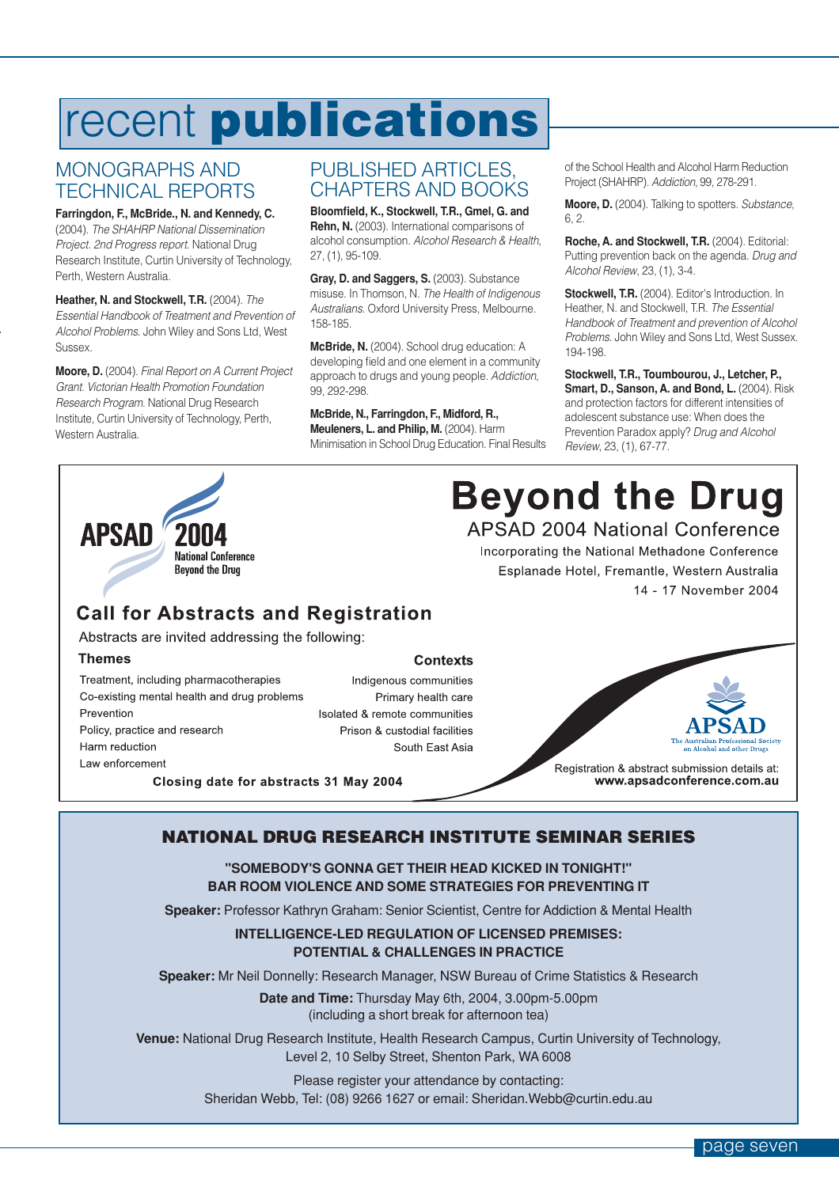# recent publications

## MONOGRAPHS AND TECHNICAL REPORTS

**Farringdon, F., McBride., N. and Kennedy, C.** (2004). *The SHAHRP National Dissemination Project. 2nd Progress report.* National Drug Research Institute, Curtin University of Technology, Perth, Western Australia.

**Heather, N. and Stockwell, T.R.** (2004). *The Essential Handbook of Treatment and Prevention of Alcohol Problems.* John Wiley and Sons Ltd, West Sussex.

**Moore, D.** (2004). *Final Report on A Current Project Grant. Victorian Health Promotion Foundation Research Program.* National Drug Research Institute, Curtin University of Technology, Perth, Western Australia.

## PUBLISHED ARTICLES, CHAPTERS AND BOOKS

**Bloomfield, K., Stockwell, T.R., Gmel, G. and Rehn, N.** (2003). International comparisons of alcohol consumption. *Alcohol Research & Health*, 27, (1), 95-109.

**Gray, D. and Saggers, S.** (2003). Substance misuse. In Thomson, N. *The Health of Indigenous Australians.* Oxford University Press, Melbourne. 158-185.

**McBride, N.** (2004). School drug education: A developing field and one element in a community approach to drugs and young people. *Addiction*, 99, 292-298.

**McBride, N., Farringdon, F., Midford, R., Meuleners, L. and Philip, M.** (2004). Harm Minimisation in School Drug Education. Final Results of the School Health and Alcohol Harm Reduction Project (SHAHRP). *Addiction*, 99, 278-291.

**Moore, D.** (2004). Talking to spotters. *Substance*, 6, 2.

**Roche, A. and Stockwell, T.R.** (2004). Editorial: Putting prevention back on the agenda. *Drug and Alcohol Review*, 23, (1), 3-4.

**Stockwell, T.R.** (2004). Editor's Introduction. In Heather, N. and Stockwell, T.R. *The Essential Handbook of Treatment and prevention of Alcohol Problems.* John Wiley and Sons Ltd, West Sussex. 194-198.

**Stockwell, T.R., Toumbourou, J., Letcher, P., Smart, D., Sanson, A. and Bond, L.** (2004). Risk and protection factors for different intensities of adolescent substance use: When does the Prevention Paradox apply? *Drug and Alcohol Review*, 23, (1), 67-77.

---

APSAD 2004 National Conference Beyond the Drug

# Beyond the Drug

## APSAD 2004 National Conference

Incorporating the National Methadone Conference
Esplanade Hotel, Fremantle, Western Australia
14 - 17 November 2004

### Call for Abstracts and Registration

Abstracts are invited addressing the following:

**Themes**

- Treatment, including pharmacotherapies
- Co-existing mental health and drug problems
- Prevention
- Policy, practice and research
- Harm reduction
- Law enforcement

**Contexts**

- Indigenous communities
- Primary health care
- Isolated & remote communities
- Prison & custodial facilities
- South East Asia

**Closing date for abstracts 31 May 2004**

APSAD — The Australian Professional Society on Alcohol and other Drugs

Registration & abstract submission details at:
**www.apsadconference.com.au**

---

## NATIONAL DRUG RESEARCH INSTITUTE SEMINAR SERIES

**"SOMEBODY'S GONNA GET THEIR HEAD KICKED IN TONIGHT!"**
**BAR ROOM VIOLENCE AND SOME STRATEGIES FOR PREVENTING IT**

**Speaker:** Professor Kathryn Graham: Senior Scientist, Centre for Addiction & Mental Health

**INTELLIGENCE-LED REGULATION OF LICENSED PREMISES:**
**POTENTIAL & CHALLENGES IN PRACTICE**

**Speaker:** Mr Neil Donnelly: Research Manager, NSW Bureau of Crime Statistics & Research

**Date and Time:** Thursday May 6th, 2004, 3.00pm-5.00pm
(including a short break for afternoon tea)

**Venue:** National Drug Research Institute, Health Research Campus, Curtin University of Technology, Level 2, 10 Selby Street, Shenton Park, WA 6008

Please register your attendance by contacting:
Sheridan Webb, Tel: (08) 9266 1627 or email: Sheridan.Webb@curtin.edu.au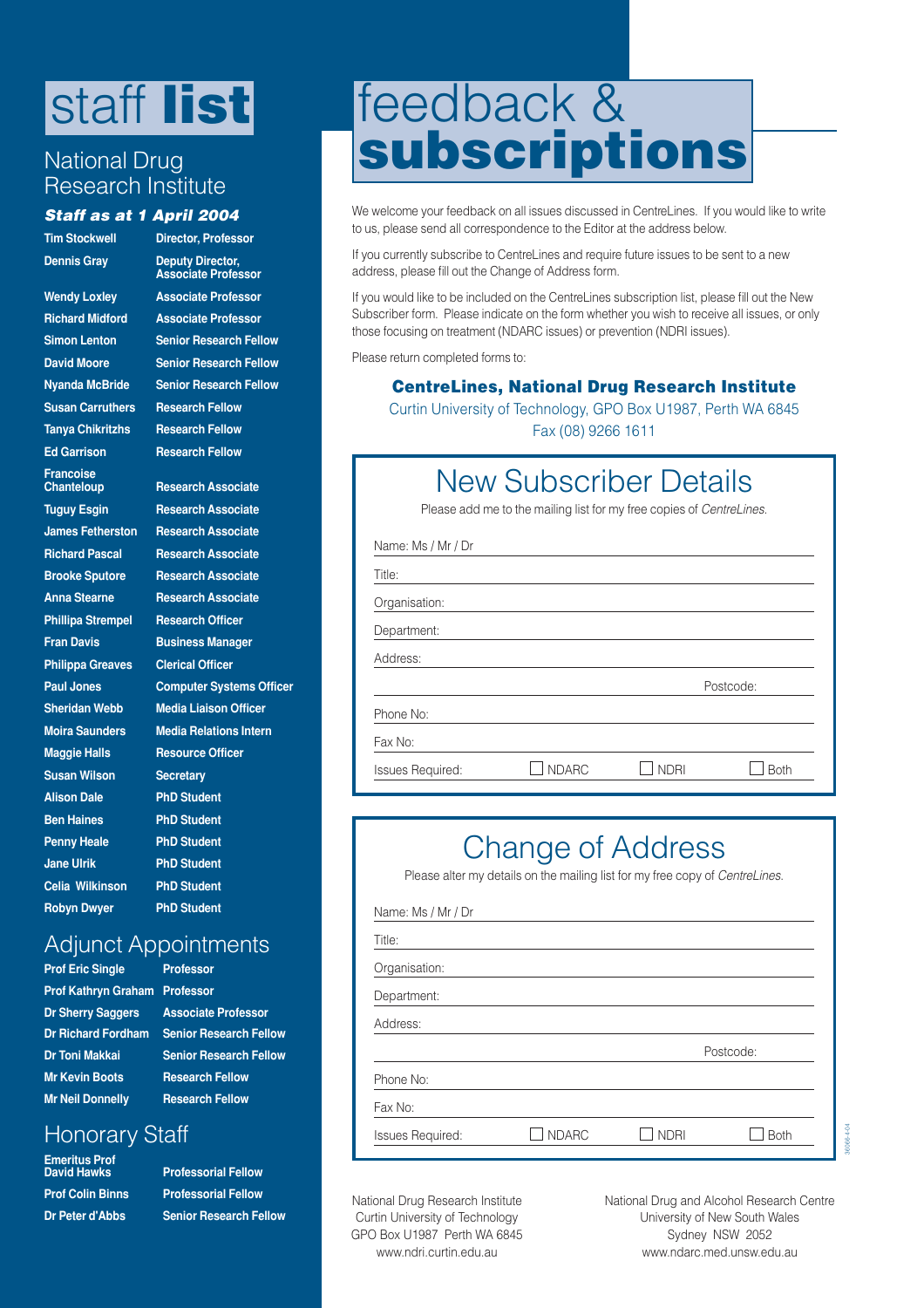# staff list

## National Drug Research Institute

### *Staff as at 1 April 2004*

| | |
|---|---|
| **Tim Stockwell** | **Director, Professor** |
| **Dennis Gray** | **Deputy Director, Associate Professor** |
| **Wendy Loxley** | **Associate Professor** |
| **Richard Midford** | **Associate Professor** |
| **Simon Lenton** | **Senior Research Fellow** |
| **David Moore** | **Senior Research Fellow** |
| **Nyanda McBride** | **Senior Research Fellow** |
| **Susan Carruthers** | **Research Fellow** |
| **Tanya Chikritzhs** | **Research Fellow** |
| **Ed Garrison** | **Research Fellow** |
| **Francoise Chanteloup** | **Research Associate** |
| **Tuguy Esgin** | **Research Associate** |
| **James Fetherston** | **Research Associate** |
| **Richard Pascal** | **Research Associate** |
| **Brooke Sputore** | **Research Associate** |
| **Anna Stearne** | **Research Associate** |
| **Phillipa Strempel** | **Research Officer** |
| **Fran Davis** | **Business Manager** |
| **Philippa Greaves** | **Clerical Officer** |
| **Paul Jones** | **Computer Systems Officer** |
| **Sheridan Webb** | **Media Liaison Officer** |
| **Moira Saunders** | **Media Relations Intern** |
| **Maggie Halls** | **Resource Officer** |
| **Susan Wilson** | **Secretary** |
| **Alison Dale** | **PhD Student** |
| **Ben Haines** | **PhD Student** |
| **Penny Heale** | **PhD Student** |
| **Jane Ulrik** | **PhD Student** |
| **Celia Wilkinson** | **PhD Student** |
| **Robyn Dwyer** | **PhD Student** |

## Adjunct Appointments

| | |
|---|---|
| **Prof Eric Single** | **Professor** |
| **Prof Kathryn Graham** | **Professor** |
| **Dr Sherry Saggers** | **Associate Professor** |
| **Dr Richard Fordham** | **Senior Research Fellow** |
| **Dr Toni Makkai** | **Senior Research Fellow** |
| **Mr Kevin Boots** | **Research Fellow** |
| **Mr Neil Donnelly** | **Research Fellow** |

## Honorary Staff

| | |
|---|---|
| **Emeritus Prof David Hawks** | **Professorial Fellow** |
| **Prof Colin Binns** | **Professorial Fellow** |
| **Dr Peter d'Abbs** | **Senior Research Fellow** |

# feedback & subscriptions

We welcome your feedback on all issues discussed in CentreLines. If you would like to write to us, please send all correspondence to the Editor at the address below.

If you currently subscribe to CentreLines and require future issues to be sent to a new address, please fill out the Change of Address form.

If you would like to be included on the CentreLines subscription list, please fill out the New Subscriber form. Please indicate on the form whether you wish to receive all issues, or only those focusing on treatment (NDARC issues) or prevention (NDRI issues).

Please return completed forms to:

**CentreLines, National Drug Research Institute**
Curtin University of Technology, GPO Box U1987, Perth WA 6845
Fax (08) 9266 1611

## New Subscriber Details

Please add me to the mailing list for my free copies of *CentreLines*.

Name: Ms / Mr / Dr

Title:

Organisation:

Department:

Address:

Postcode:

Phone No:

Fax No:

Issues Required: ☐ NDARC ☐ NDRI ☐ Both

## Change of Address

Please alter my details on the mailing list for my free copy of *CentreLines*.

Name: Ms / Mr / Dr

Title:

Organisation:

Department:

Address:

Postcode:

Phone No:

Fax No:

Issues Required: ☐ NDARC ☐ NDRI ☐ Both

National Drug Research Institute
Curtin University of Technology
GPO Box U1987 Perth WA 6845
www.ndri.curtin.edu.au

National Drug and Alcohol Research Centre
University of New South Wales
Sydney NSW 2052
www.ndarc.med.unsw.edu.au